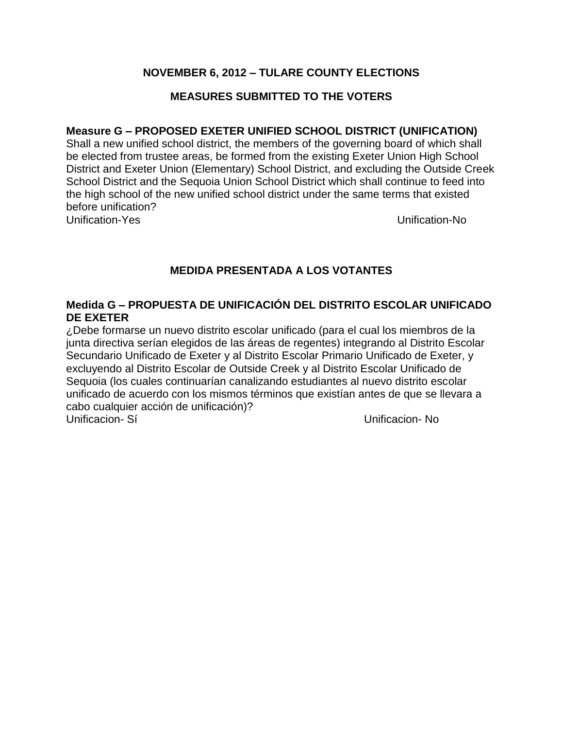## NOVEMBER 6, 2012 – TULARE COUNTY ELECTIONS

## MEASURES SUBMITTED TO THE VOTERS

**Measure G – PROPOSED EXETER UNIFIED SCHOOL DISTRICT (UNIFICATION)**
Shall a new unified school district, the members of the governing board of which shall be elected from trustee areas, be formed from the existing Exeter Union High School District and Exeter Union (Elementary) School District, and excluding the Outside Creek School District and the Sequoia Union School District which shall continue to feed into the high school of the new unified school district under the same terms that existed before unification?

Unification-Yes  Unification-No

## MEDIDA PRESENTADA A LOS VOTANTES

**Medida G – PROPUESTA DE UNIFICACIÓN DEL DISTRITO ESCOLAR UNIFICADO DE EXETER**
¿Debe formarse un nuevo distrito escolar unificado (para el cual los miembros de la junta directiva serían elegidos de las áreas de regentes) integrando al Distrito Escolar Secundario Unificado de Exeter y al Distrito Escolar Primario Unificado de Exeter, y excluyendo al Distrito Escolar de Outside Creek y al Distrito Escolar Unificado de Sequoia (los cuales continuarían canalizando estudiantes al nuevo distrito escolar unificado de acuerdo con los mismos términos que existían antes de que se llevara a cabo cualquier acción de unificación)?

Unificacion- Sí  Unificacion- No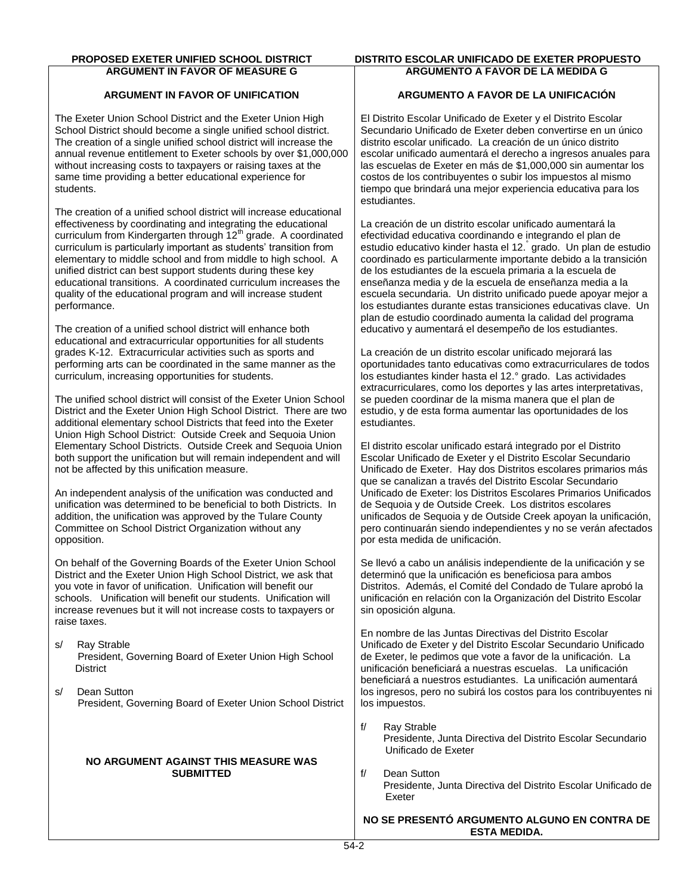## PROPOSED EXETER UNIFIED SCHOOL DISTRICT
## ARGUMENT IN FAVOR OF MEASURE G

### ARGUMENT IN FAVOR OF UNIFICATION

The Exeter Union School District and the Exeter Union High School District should become a single unified school district. The creation of a single unified school district will increase the annual revenue entitlement to Exeter schools by over $1,000,000 without increasing costs to taxpayers or raising taxes at the same time providing a better educational experience for students.

The creation of a unified school district will increase educational effectiveness by coordinating and integrating the educational curriculum from Kindergarten through 12th grade. A coordinated curriculum is particularly important as students' transition from elementary to middle school and from middle to high school. A unified district can best support students during these key educational transitions. A coordinated curriculum increases the quality of the educational program and will increase student performance.

The creation of a unified school district will enhance both educational and extracurricular opportunities for all students grades K-12. Extracurricular activities such as sports and performing arts can be coordinated in the same manner as the curriculum, increasing opportunities for students.

The unified school district will consist of the Exeter Union School District and the Exeter Union High School District. There are two additional elementary school Districts that feed into the Exeter Union High School District: Outside Creek and Sequoia Union Elementary School Districts. Outside Creek and Sequoia Union both support the unification but will remain independent and will not be affected by this unification measure.

An independent analysis of the unification was conducted and unification was determined to be beneficial to both Districts. In addition, the unification was approved by the Tulare County Committee on School District Organization without any opposition.

On behalf of the Governing Boards of the Exeter Union School District and the Exeter Union High School District, we ask that you vote in favor of unification. Unification will benefit our schools. Unification will benefit our students. Unification will increase revenues but it will not increase costs to taxpayers or raise taxes.

s/ Ray Strable
President, Governing Board of Exeter Union High School District

s/ Dean Sutton
President, Governing Board of Exeter Union School District

**NO ARGUMENT AGAINST THIS MEASURE WAS SUBMITTED**

## DISTRITO ESCOLAR UNIFICADO DE EXETER PROPUESTO
## ARGUMENTO A FAVOR DE LA MEDIDA G

### ARGUMENTO A FAVOR DE LA UNIFICACIÓN

El Distrito Escolar Unificado de Exeter y el Distrito Escolar Secundario Unificado de Exeter deben convertirse en un único distrito escolar unificado. La creación de un único distrito escolar unificado aumentará el derecho a ingresos anuales para las escuelas de Exeter en más de $1,000,000 sin aumentar los costos de los contribuyentes o subir los impuestos al mismo tiempo que brindará una mejor experiencia educativa para los estudiantes.

La creación de un distrito escolar unificado aumentará la efectividad educativa coordinando e integrando el plan de estudio educativo kinder hasta el 12.° grado. Un plan de estudio coordinado es particularmente importante debido a la transición de los estudiantes de la escuela primaria a la escuela de enseñanza media y de la escuela de enseñanza media a la escuela secundaria. Un distrito unificado puede apoyar mejor a los estudiantes durante estas transiciones educativas clave. Un plan de estudio coordinado aumenta la calidad del programa educativo y aumentará el desempeño de los estudiantes.

La creación de un distrito escolar unificado mejorará las oportunidades tanto educativas como extracurriculares de todos los estudiantes kinder hasta el 12.° grado. Las actividades extracurriculares, como los deportes y las artes interpretativas, se pueden coordinar de la misma manera que el plan de estudio, y de esta forma aumentar las oportunidades de los estudiantes.

El distrito escolar unificado estará integrado por el Distrito Escolar Unificado de Exeter y el Distrito Escolar Secundario Unificado de Exeter. Hay dos Distritos escolares primarios más que se canalizan a través del Distrito Escolar Secundario Unificado de Exeter: los Distritos Escolares Primarios Unificados de Sequoia y de Outside Creek. Los distritos escolares unificados de Sequoia y de Outside Creek apoyan la unificación, pero continuarán siendo independientes y no se verán afectados por esta medida de unificación.

Se llevó a cabo un análisis independiente de la unificación y se determinó que la unificación es beneficiosa para ambos Distritos. Además, el Comité del Condado de Tulare aprobó la unificación en relación con la Organización del Distrito Escolar sin oposición alguna.

En nombre de las Juntas Directivas del Distrito Escolar Unificado de Exeter y del Distrito Escolar Secundario Unificado de Exeter, le pedimos que vote a favor de la unificación. La unificación beneficiará a nuestras escuelas. La unificación beneficiará a nuestros estudiantes. La unificación aumentará los ingresos, pero no subirá los costos para los contribuyentes ni los impuestos.

f/ Ray Strable
Presidente, Junta Directiva del Distrito Escolar Secundario Unificado de Exeter

f/ Dean Sutton
Presidente, Junta Directiva del Distrito Escolar Unificado de Exeter

**NO SE PRESENTÓ ARGUMENTO ALGUNO EN CONTRA DE ESTA MEDIDA.**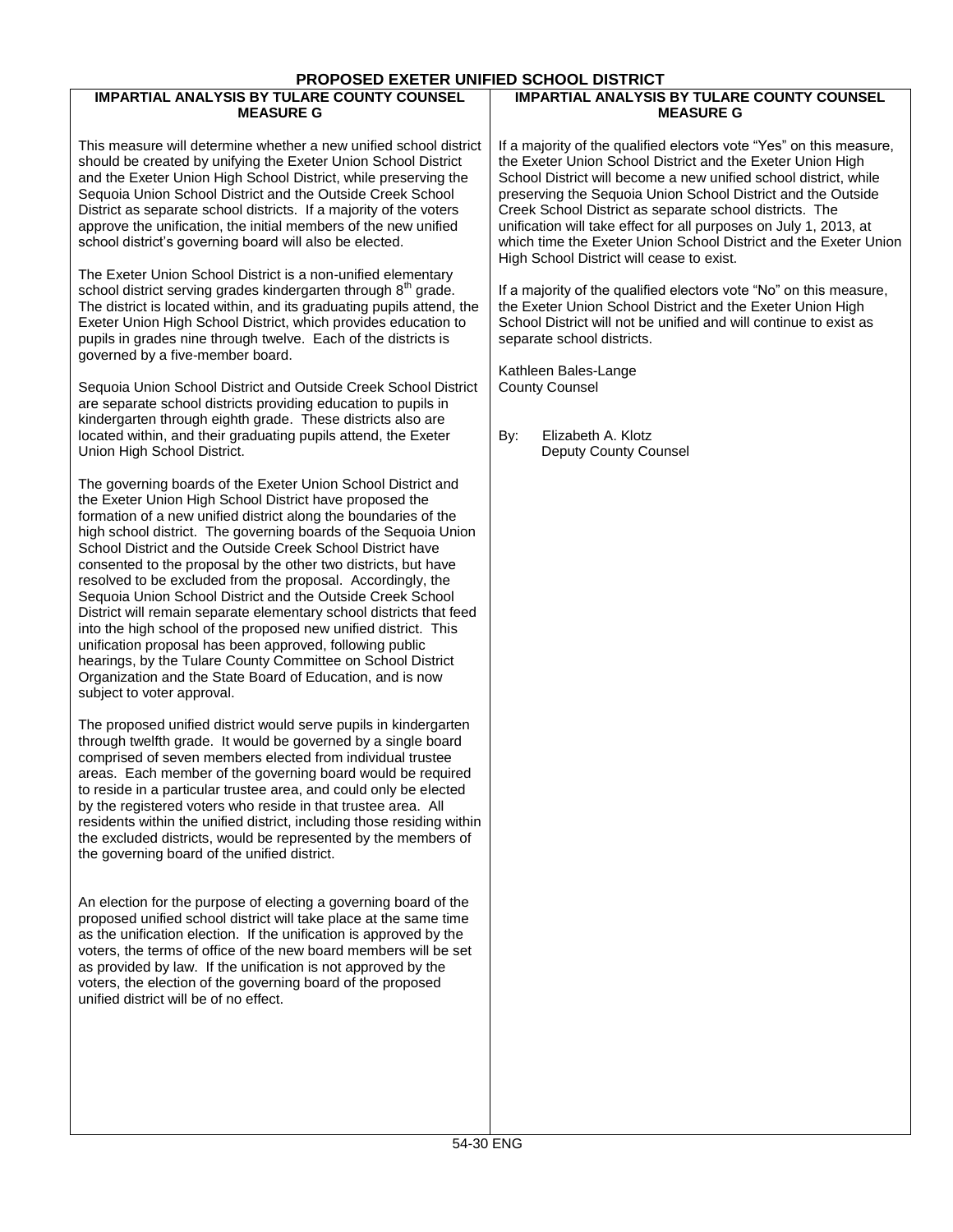# PROPOSED EXETER UNIFIED SCHOOL DISTRICT

## IMPARTIAL ANALYSIS BY TULARE COUNTY COUNSEL MEASURE G

This measure will determine whether a new unified school district should be created by unifying the Exeter Union School District and the Exeter Union High School District, while preserving the Sequoia Union School District and the Outside Creek School District as separate school districts. If a majority of the voters approve the unification, the initial members of the new unified school district's governing board will also be elected.

The Exeter Union School District is a non-unified elementary school district serving grades kindergarten through 8th grade. The district is located within, and its graduating pupils attend, the Exeter Union High School District, which provides education to pupils in grades nine through twelve. Each of the districts is governed by a five-member board.

Sequoia Union School District and Outside Creek School District are separate school districts providing education to pupils in kindergarten through eighth grade. These districts also are located within, and their graduating pupils attend, the Exeter Union High School District.

The governing boards of the Exeter Union School District and the Exeter Union High School District have proposed the formation of a new unified district along the boundaries of the high school district. The governing boards of the Sequoia Union School District and the Outside Creek School District have consented to the proposal by the other two districts, but have resolved to be excluded from the proposal. Accordingly, the Sequoia Union School District and the Outside Creek School District will remain separate elementary school districts that feed into the high school of the proposed new unified district. This unification proposal has been approved, following public hearings, by the Tulare County Committee on School District Organization and the State Board of Education, and is now subject to voter approval.

The proposed unified district would serve pupils in kindergarten through twelfth grade. It would be governed by a single board comprised of seven members elected from individual trustee areas. Each member of the governing board would be required to reside in a particular trustee area, and could only be elected by the registered voters who reside in that trustee area. All residents within the unified district, including those residing within the excluded districts, would be represented by the members of the governing board of the unified district.

An election for the purpose of electing a governing board of the proposed unified school district will take place at the same time as the unification election. If the unification is approved by the voters, the terms of office of the new board members will be set as provided by law. If the unification is not approved by the voters, the election of the governing board of the proposed unified district will be of no effect.

## IMPARTIAL ANALYSIS BY TULARE COUNTY COUNSEL MEASURE G

If a majority of the qualified electors vote "Yes" on this measure, the Exeter Union School District and the Exeter Union High School District will become a new unified school district, while preserving the Sequoia Union School District and the Outside Creek School District as separate school districts. The unification will take effect for all purposes on July 1, 2013, at which time the Exeter Union School District and the Exeter Union High School District will cease to exist.

If a majority of the qualified electors vote "No" on this measure, the Exeter Union School District and the Exeter Union High School District will not be unified and will continue to exist as separate school districts.

Kathleen Bales-Lange
County Counsel

By: Elizabeth A. Klotz
Deputy County Counsel

54-30 ENG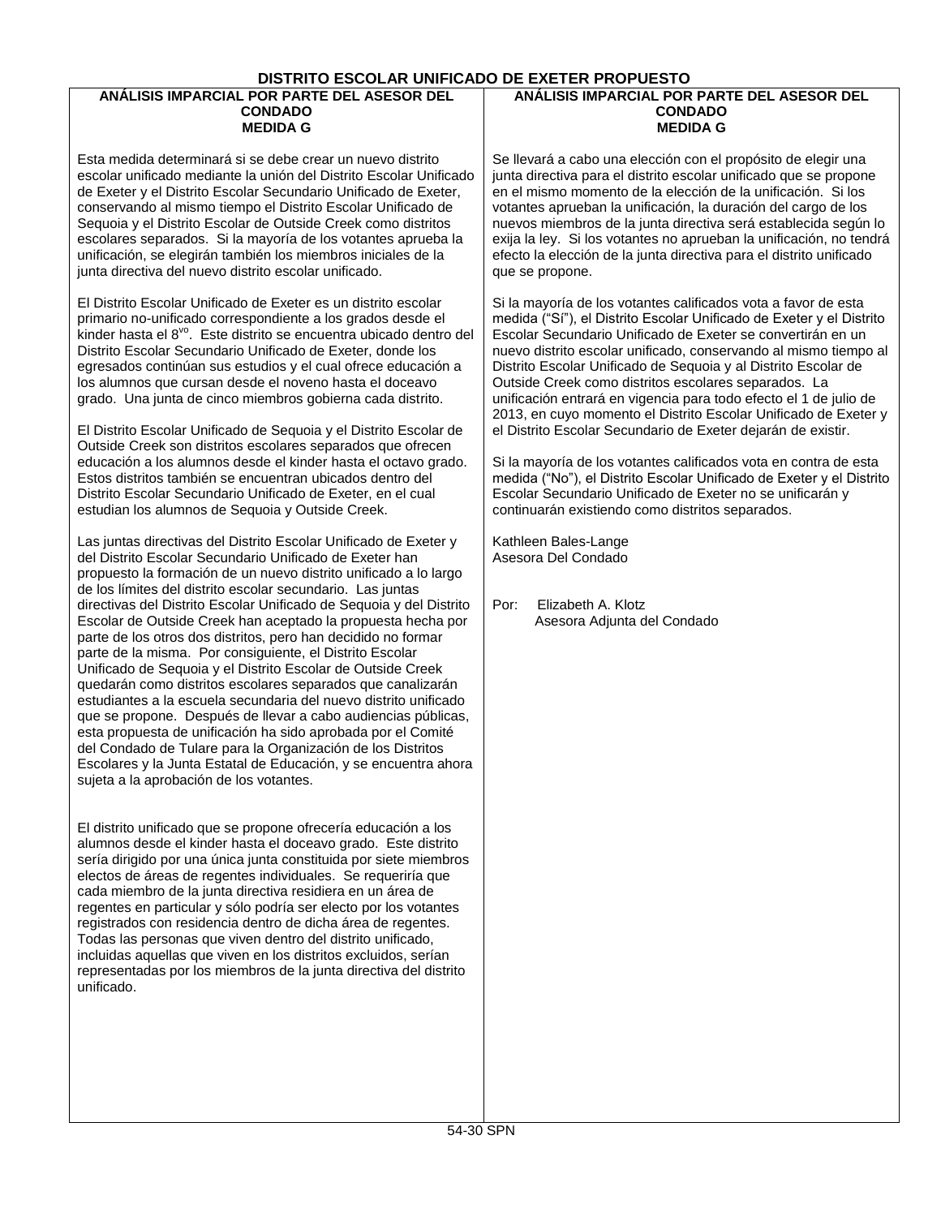# DISTRITO ESCOLAR UNIFICADO DE EXETER PROPUESTO

## ANÁLISIS IMPARCIAL POR PARTE DEL ASESOR DEL CONDADO MEDIDA G

Esta medida determinará si se debe crear un nuevo distrito escolar unificado mediante la unión del Distrito Escolar Unificado de Exeter y el Distrito Escolar Secundario Unificado de Exeter, conservando al mismo tiempo el Distrito Escolar Unificado de Sequoia y el Distrito Escolar de Outside Creek como distritos escolares separados. Si la mayoría de los votantes aprueba la unificación, se elegirán también los miembros iniciales de la junta directiva del nuevo distrito escolar unificado.

El Distrito Escolar Unificado de Exeter es un distrito escolar primario no-unificado correspondiente a los grados desde el kinder hasta el 8vo. Este distrito se encuentra ubicado dentro del Distrito Escolar Secundario Unificado de Exeter, donde los egresados continúan sus estudios y el cual ofrece educación a los alumnos que cursan desde el noveno hasta el doceavo grado. Una junta de cinco miembros gobierna cada distrito.

El Distrito Escolar Unificado de Sequoia y el Distrito Escolar de Outside Creek son distritos escolares separados que ofrecen educación a los alumnos desde el kinder hasta el octavo grado. Estos distritos también se encuentran ubicados dentro del Distrito Escolar Secundario Unificado de Exeter, en el cual estudian los alumnos de Sequoia y Outside Creek.

Las juntas directivas del Distrito Escolar Unificado de Exeter y del Distrito Escolar Secundario Unificado de Exeter han propuesto la formación de un nuevo distrito unificado a lo largo de los límites del distrito escolar secundario. Las juntas directivas del Distrito Escolar Unificado de Sequoia y del Distrito Escolar de Outside Creek han aceptado la propuesta hecha por parte de los otros dos distritos, pero han decidido no formar parte de la misma. Por consiguiente, el Distrito Escolar Unificado de Sequoia y el Distrito Escolar de Outside Creek quedarán como distritos escolares separados que canalizarán estudiantes a la escuela secundaria del nuevo distrito unificado que se propone. Después de llevar a cabo audiencias públicas, esta propuesta de unificación ha sido aprobada por el Comité del Condado de Tulare para la Organización de los Distritos Escolares y la Junta Estatal de Educación, y se encuentra ahora sujeta a la aprobación de los votantes.

El distrito unificado que se propone ofrecería educación a los alumnos desde el kinder hasta el doceavo grado. Este distrito sería dirigido por una única junta constituida por siete miembros electos de áreas de regentes individuales. Se requeriría que cada miembro de la junta directiva residiera en un área de regentes en particular y sólo podría ser electo por los votantes registrados con residencia dentro de dicha área de regentes. Todas las personas que viven dentro del distrito unificado, incluidas aquellas que viven en los distritos excluidos, serían representadas por los miembros de la junta directiva del distrito unificado.

## ANÁLISIS IMPARCIAL POR PARTE DEL ASESOR DEL CONDADO MEDIDA G

Se llevará a cabo una elección con el propósito de elegir una junta directiva para el distrito escolar unificado que se propone en el mismo momento de la elección de la unificación. Si los votantes aprueban la unificación, la duración del cargo de los nuevos miembros de la junta directiva será establecida según lo exija la ley. Si los votantes no aprueban la unificación, no tendrá efecto la elección de la junta directiva para el distrito unificado que se propone.

Si la mayoría de los votantes calificados vota a favor de esta medida ("Sí"), el Distrito Escolar Unificado de Exeter y el Distrito Escolar Secundario Unificado de Exeter se convertirán en un nuevo distrito escolar unificado, conservando al mismo tiempo al Distrito Escolar Unificado de Sequoia y al Distrito Escolar de Outside Creek como distritos escolares separados. La unificación entrará en vigencia para todo efecto el 1 de julio de 2013, en cuyo momento el Distrito Escolar Unificado de Exeter y el Distrito Escolar Secundario de Exeter dejarán de existir.

Si la mayoría de los votantes calificados vota en contra de esta medida ("No"), el Distrito Escolar Unificado de Exeter y el Distrito Escolar Secundario Unificado de Exeter no se unificarán y continuarán existiendo como distritos separados.

Kathleen Bales-Lange
Asesora Del Condado

Por: Elizabeth A. Klotz
Asesora Adjunta del Condado

54-30 SPN